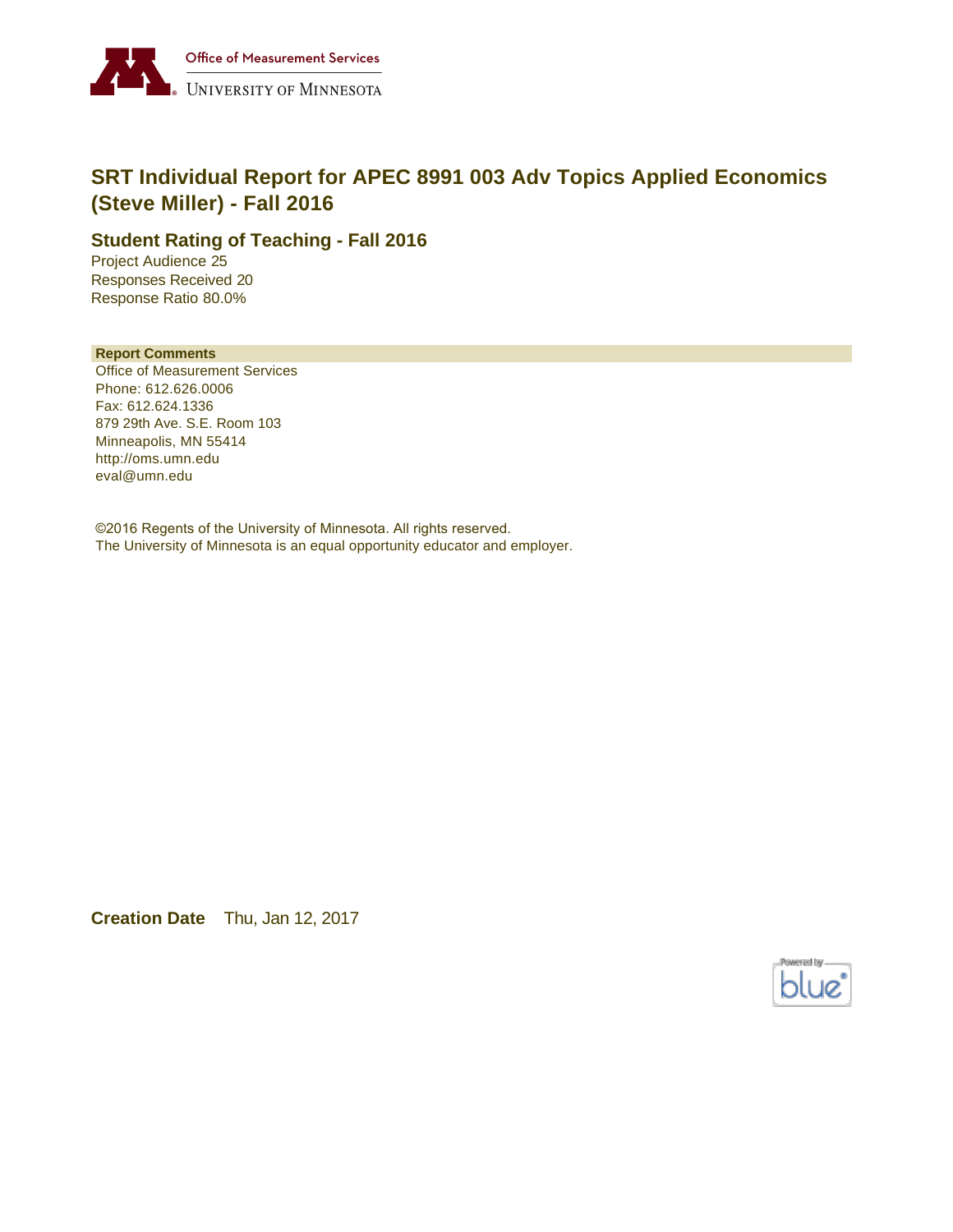Office of Measurement Services
UNIVERSITY OF MINNESOTA

# SRT Individual Report for APEC 8991 003 Adv Topics Applied Economics (Steve Miller) - Fall 2016

## Student Rating of Teaching - Fall 2016

Project Audience 25
Responses Received 20
Response Ratio 80.0%

**Report Comments**

Office of Measurement Services
Phone: 612.626.0006
Fax: 612.624.1336
879 29th Ave. S.E. Room 103
Minneapolis, MN 55414
http://oms.umn.edu
eval@umn.edu

©2016 Regents of the University of Minnesota. All rights reserved.
The University of Minnesota is an equal opportunity educator and employer.

**Creation Date** Thu, Jan 12, 2017

Powered by blue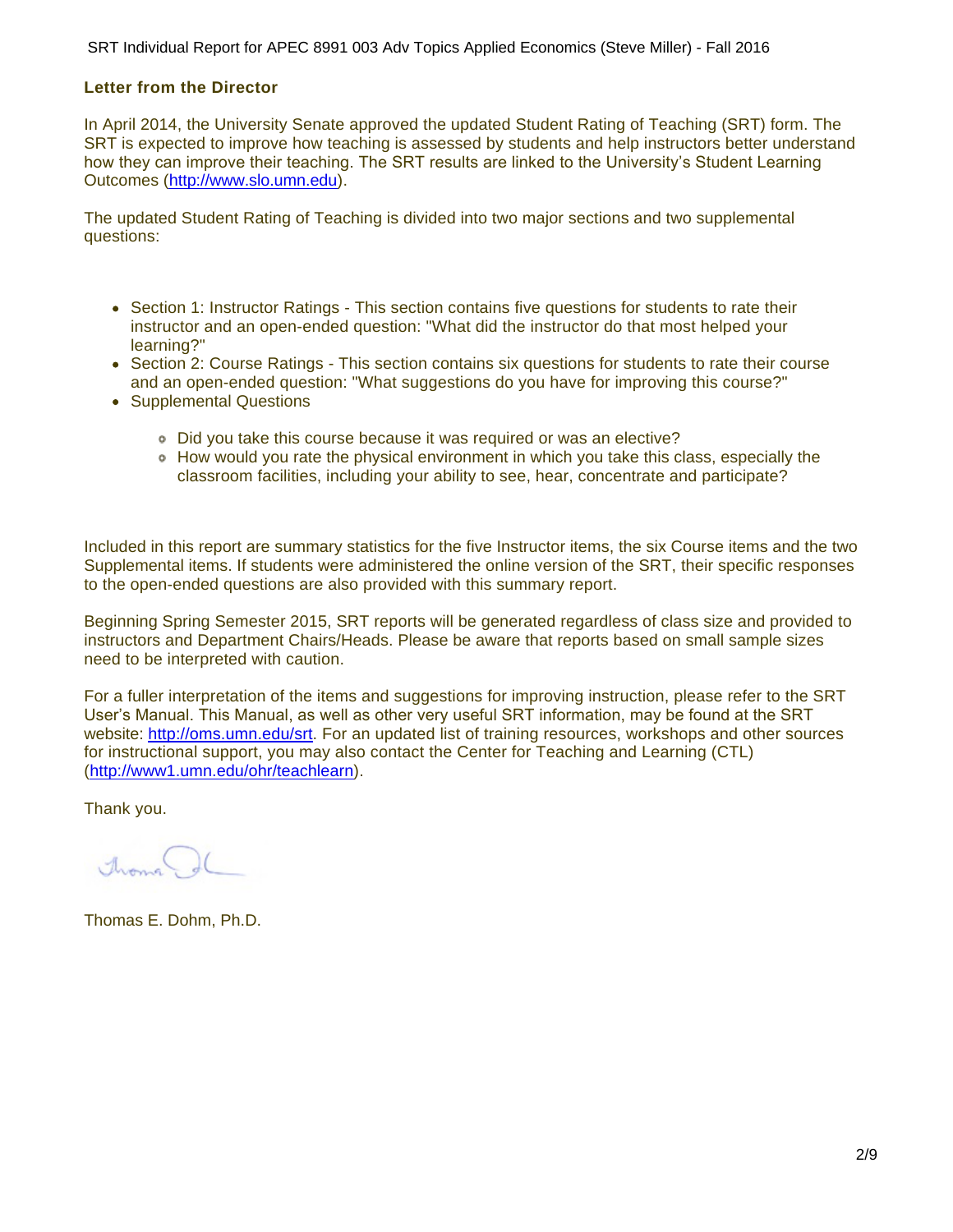## Letter from the Director

In April 2014, the University Senate approved the updated Student Rating of Teaching (SRT) form. The SRT is expected to improve how teaching is assessed by students and help instructors better understand how they can improve their teaching. The SRT results are linked to the University's Student Learning Outcomes (http://www.slo.umn.edu).

The updated Student Rating of Teaching is divided into two major sections and two supplemental questions:

- Section 1: Instructor Ratings - This section contains five questions for students to rate their instructor and an open-ended question: "What did the instructor do that most helped your learning?"
- Section 2: Course Ratings - This section contains six questions for students to rate their course and an open-ended question: "What suggestions do you have for improving this course?"
- Supplemental Questions
  - Did you take this course because it was required or was an elective?
  - How would you rate the physical environment in which you take this class, especially the classroom facilities, including your ability to see, hear, concentrate and participate?

Included in this report are summary statistics for the five Instructor items, the six Course items and the two Supplemental items. If students were administered the online version of the SRT, their specific responses to the open-ended questions are also provided with this summary report.

Beginning Spring Semester 2015, SRT reports will be generated regardless of class size and provided to instructors and Department Chairs/Heads. Please be aware that reports based on small sample sizes need to be interpreted with caution.

For a fuller interpretation of the items and suggestions for improving instruction, please refer to the SRT User's Manual. This Manual, as well as other very useful SRT information, may be found at the SRT website: http://oms.umn.edu/srt. For an updated list of training resources, workshops and other sources for instructional support, you may also contact the Center for Teaching and Learning (CTL) (http://www1.umn.edu/ohr/teachlearn).

Thank you.

Thomas E. Dohm, Ph.D.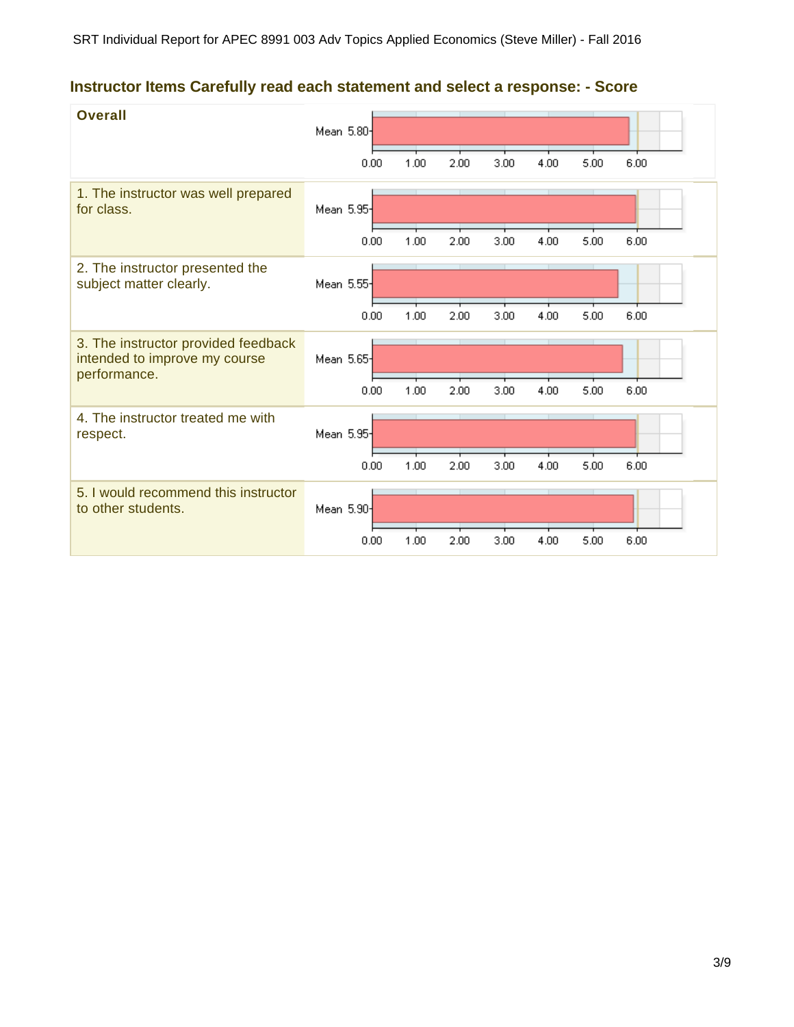## Instructor Items Carefully read each statement and select a response: - Score

| Item | Mean |
|---|---|
| **Overall** | 5.80 |
| 1. The instructor was well prepared for class. | 5.95 |
| 2. The instructor presented the subject matter clearly. | 5.55 |
| 3. The instructor provided feedback intended to improve my course performance. | 5.65 |
| 4. The instructor treated me with respect. | 5.95 |
| 5. I would recommend this instructor to other students. | 5.90 |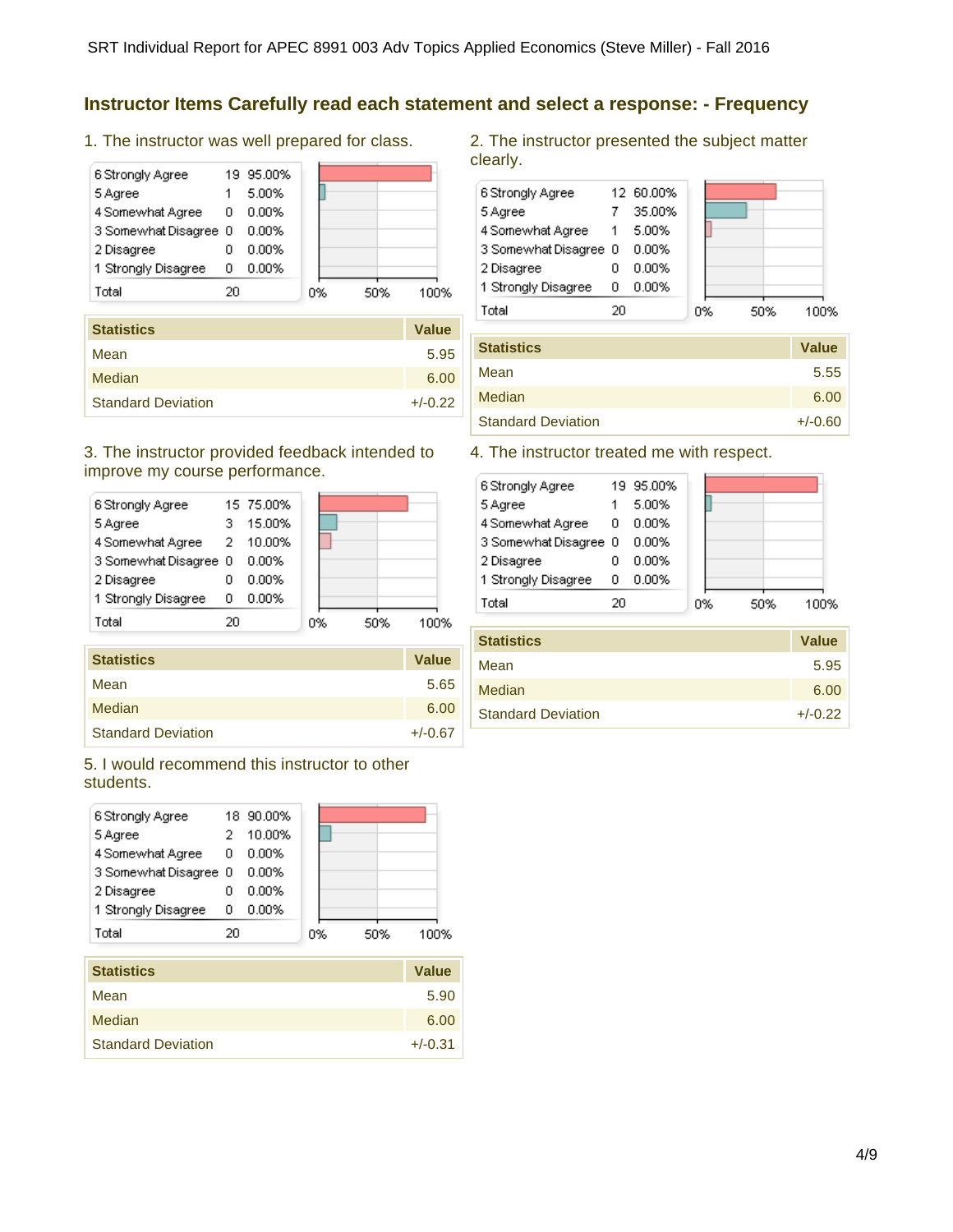## Instructor Items Carefully read each statement and select a response: - Frequency

### 1. The instructor was well prepared for class.

| Response | Count | Percent |
|---|---|---|
| 6 Strongly Agree | 19 | 95.00% |
| 5 Agree | 1 | 5.00% |
| 4 Somewhat Agree | 0 | 0.00% |
| 3 Somewhat Disagree | 0 | 0.00% |
| 2 Disagree | 0 | 0.00% |
| 1 Strongly Disagree | 0 | 0.00% |
| Total | 20 | |

| Statistics | Value |
|---|---|
| Mean | 5.95 |
| Median | 6.00 |
| Standard Deviation | +/-0.22 |

### 2. The instructor presented the subject matter clearly.

| Response | Count | Percent |
|---|---|---|
| 6 Strongly Agree | 12 | 60.00% |
| 5 Agree | 7 | 35.00% |
| 4 Somewhat Agree | 1 | 5.00% |
| 3 Somewhat Disagree | 0 | 0.00% |
| 2 Disagree | 0 | 0.00% |
| 1 Strongly Disagree | 0 | 0.00% |
| Total | 20 | |

| Statistics | Value |
|---|---|
| Mean | 5.55 |
| Median | 6.00 |
| Standard Deviation | +/-0.60 |

### 3. The instructor provided feedback intended to improve my course performance.

| Response | Count | Percent |
|---|---|---|
| 6 Strongly Agree | 15 | 75.00% |
| 5 Agree | 3 | 15.00% |
| 4 Somewhat Agree | 2 | 10.00% |
| 3 Somewhat Disagree | 0 | 0.00% |
| 2 Disagree | 0 | 0.00% |
| 1 Strongly Disagree | 0 | 0.00% |
| Total | 20 | |

| Statistics | Value |
|---|---|
| Mean | 5.65 |
| Median | 6.00 |
| Standard Deviation | +/-0.67 |

### 4. The instructor treated me with respect.

| Response | Count | Percent |
|---|---|---|
| 6 Strongly Agree | 19 | 95.00% |
| 5 Agree | 1 | 5.00% |
| 4 Somewhat Agree | 0 | 0.00% |
| 3 Somewhat Disagree | 0 | 0.00% |
| 2 Disagree | 0 | 0.00% |
| 1 Strongly Disagree | 0 | 0.00% |
| Total | 20 | |

| Statistics | Value |
|---|---|
| Mean | 5.95 |
| Median | 6.00 |
| Standard Deviation | +/-0.22 |

### 5. I would recommend this instructor to other students.

| Response | Count | Percent |
|---|---|---|
| 6 Strongly Agree | 18 | 90.00% |
| 5 Agree | 2 | 10.00% |
| 4 Somewhat Agree | 0 | 0.00% |
| 3 Somewhat Disagree | 0 | 0.00% |
| 2 Disagree | 0 | 0.00% |
| 1 Strongly Disagree | 0 | 0.00% |
| Total | 20 | |

| Statistics | Value |
|---|---|
| Mean | 5.90 |
| Median | 6.00 |
| Standard Deviation | +/-0.31 |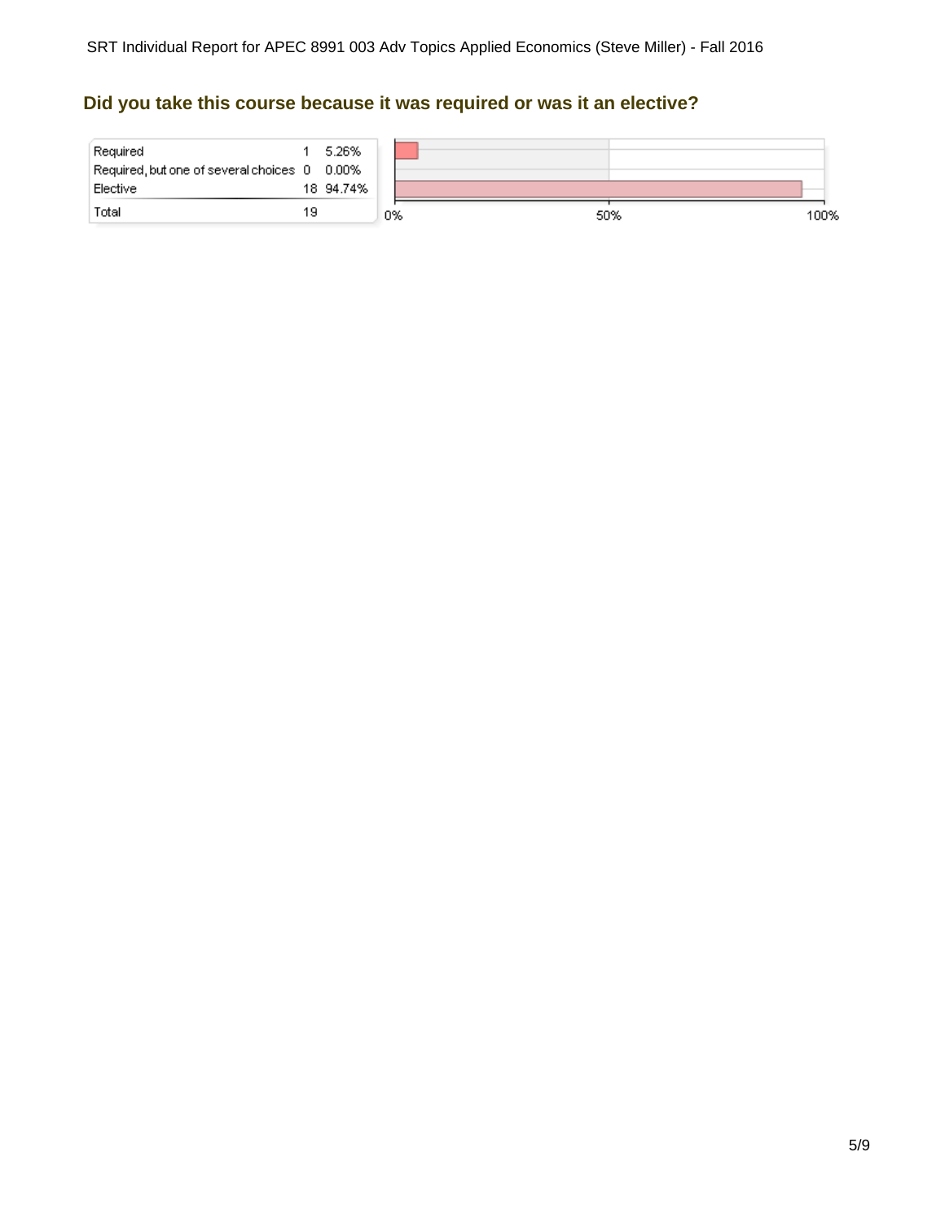## Did you take this course because it was required or was it an elective?

| | | |
|---|---|---|
| Required | 1 | 5.26% |
| Required, but one of several choices | 0 | 0.00% |
| Elective | 18 | 94.74% |
| Total | 19 | |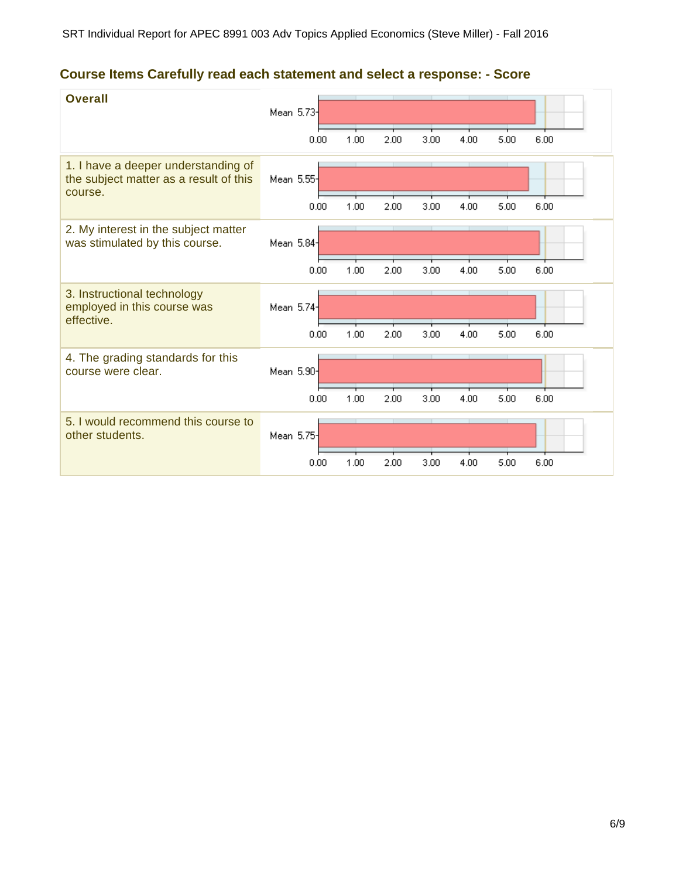## Course Items Carefully read each statement and select a response: - Score

| Item | Mean |
|---|---|
| **Overall** | 5.73 |
| 1. I have a deeper understanding of the subject matter as a result of this course. | 5.55 |
| 2. My interest in the subject matter was stimulated by this course. | 5.84 |
| 3. Instructional technology employed in this course was effective. | 5.74 |
| 4. The grading standards for this course were clear. | 5.90 |
| 5. I would recommend this course to other students. | 5.75 |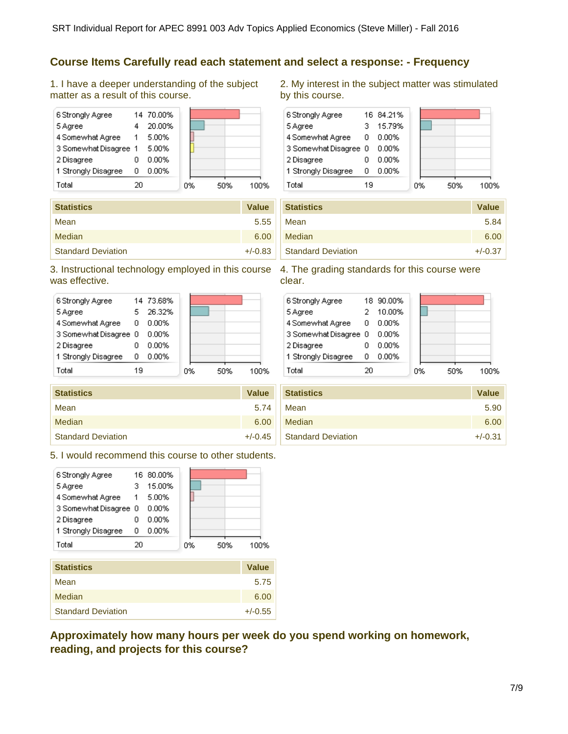## Course Items Carefully read each statement and select a response: - Frequency

1. I have a deeper understanding of the subject matter as a result of this course.

| Response | Count | Percent |
|---|---|---|
| 6 Strongly Agree | 14 | 70.00% |
| 5 Agree | 4 | 20.00% |
| 4 Somewhat Agree | 1 | 5.00% |
| 3 Somewhat Disagree | 1 | 5.00% |
| 2 Disagree | 0 | 0.00% |
| 1 Strongly Disagree | 0 | 0.00% |
| Total | 20 | |

| Statistics | Value |
|---|---|
| Mean | 5.55 |
| Median | 6.00 |
| Standard Deviation | +/-0.83 |

2. My interest in the subject matter was stimulated by this course.

| Response | Count | Percent |
|---|---|---|
| 6 Strongly Agree | 16 | 84.21% |
| 5 Agree | 3 | 15.79% |
| 4 Somewhat Agree | 0 | 0.00% |
| 3 Somewhat Disagree | 0 | 0.00% |
| 2 Disagree | 0 | 0.00% |
| 1 Strongly Disagree | 0 | 0.00% |
| Total | 19 | |

| Statistics | Value |
|---|---|
| Mean | 5.84 |
| Median | 6.00 |
| Standard Deviation | +/-0.37 |

3. Instructional technology employed in this course was effective.

| Response | Count | Percent |
|---|---|---|
| 6 Strongly Agree | 14 | 73.68% |
| 5 Agree | 5 | 26.32% |
| 4 Somewhat Agree | 0 | 0.00% |
| 3 Somewhat Disagree | 0 | 0.00% |
| 2 Disagree | 0 | 0.00% |
| 1 Strongly Disagree | 0 | 0.00% |
| Total | 19 | |

| Statistics | Value |
|---|---|
| Mean | 5.74 |
| Median | 6.00 |
| Standard Deviation | +/-0.45 |

4. The grading standards for this course were clear.

| Response | Count | Percent |
|---|---|---|
| 6 Strongly Agree | 18 | 90.00% |
| 5 Agree | 2 | 10.00% |
| 4 Somewhat Agree | 0 | 0.00% |
| 3 Somewhat Disagree | 0 | 0.00% |
| 2 Disagree | 0 | 0.00% |
| 1 Strongly Disagree | 0 | 0.00% |
| Total | 20 | |

| Statistics | Value |
|---|---|
| Mean | 5.90 |
| Median | 6.00 |
| Standard Deviation | +/-0.31 |

5. I would recommend this course to other students.

| Response | Count | Percent |
|---|---|---|
| 6 Strongly Agree | 16 | 80.00% |
| 5 Agree | 3 | 15.00% |
| 4 Somewhat Agree | 1 | 5.00% |
| 3 Somewhat Disagree | 0 | 0.00% |
| 2 Disagree | 0 | 0.00% |
| 1 Strongly Disagree | 0 | 0.00% |
| Total | 20 | |

| Statistics | Value |
|---|---|
| Mean | 5.75 |
| Median | 6.00 |
| Standard Deviation | +/-0.55 |

## Approximately how many hours per week do you spend working on homework, reading, and projects for this course?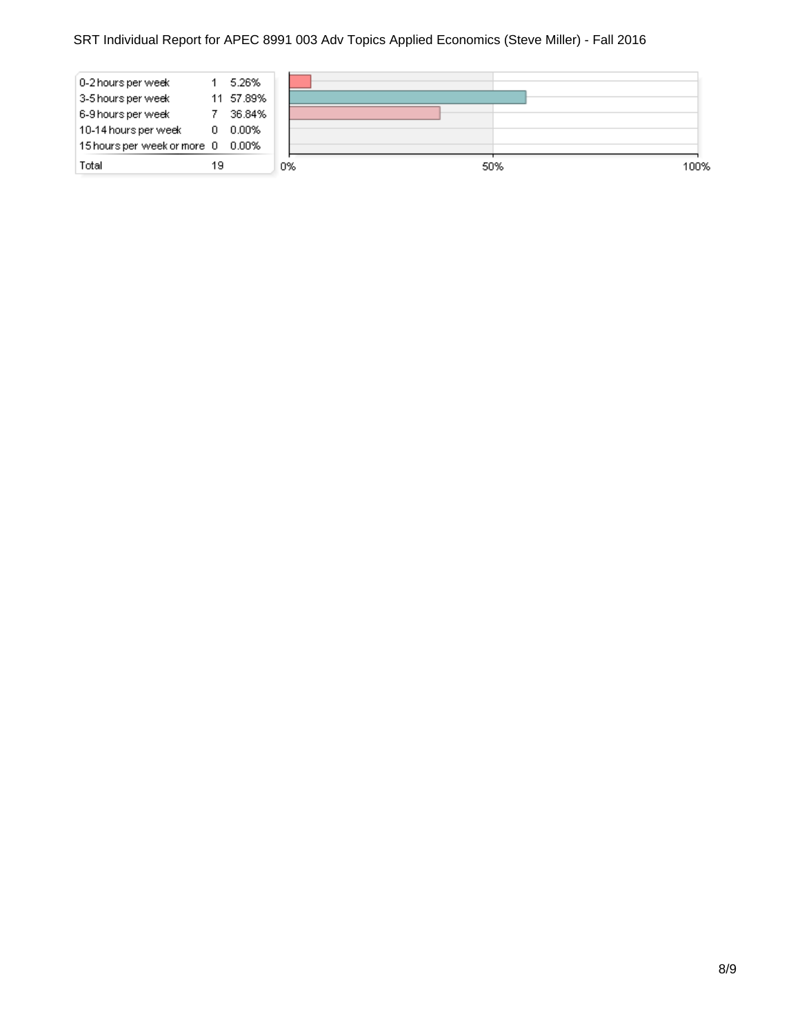| | | |
|---|---|---|
| 0-2 hours per week | 1 | 5.26% |
| 3-5 hours per week | 11 | 57.89% |
| 6-9 hours per week | 7 | 36.84% |
| 10-14 hours per week | 0 | 0.00% |
| 15 hours per week or more | 0 | 0.00% |
| Total | 19 | |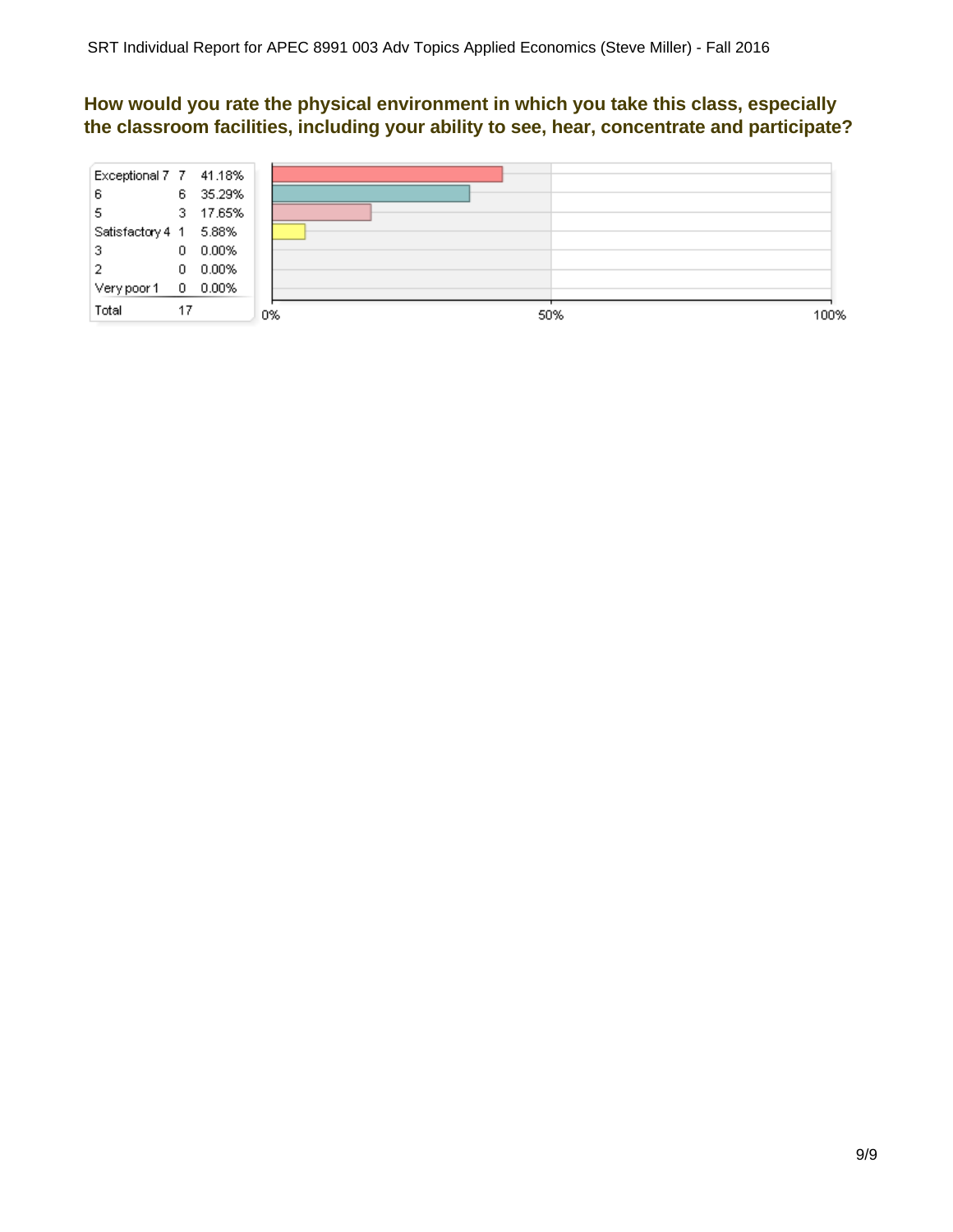### How would you rate the physical environment in which you take this class, especially the classroom facilities, including your ability to see, hear, concentrate and participate?

| | | |
|---|---|---|
| Exceptional 7 | 7 | 41.18% |
| 6 | 6 | 35.29% |
| 5 | 3 | 17.65% |
| Satisfactory 4 | 1 | 5.88% |
| 3 | 0 | 0.00% |
| 2 | 0 | 0.00% |
| Very poor 1 | 0 | 0.00% |
| Total | 17 | |

0%
50%
100%